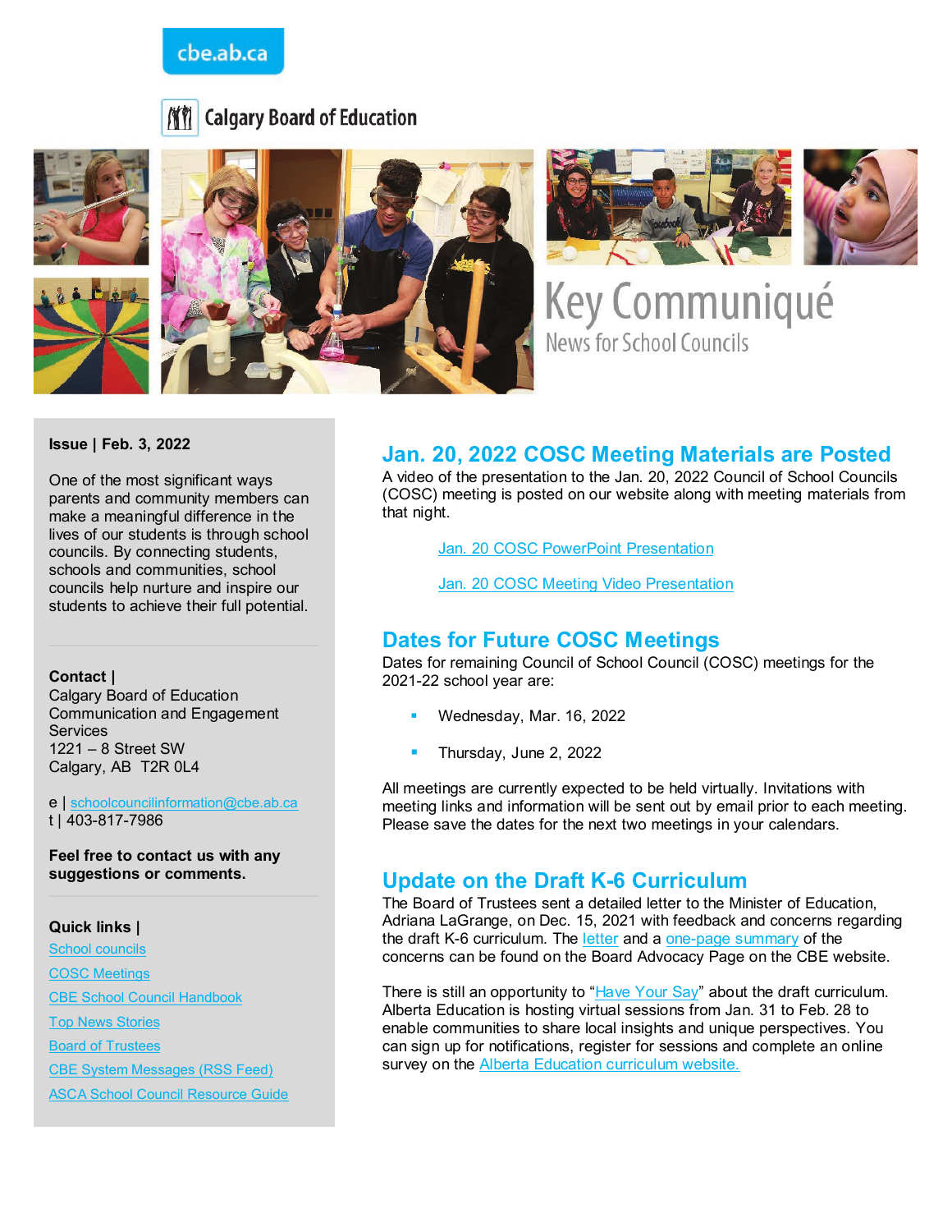cbe.ab.ca

Calgary Board of Education

# Key Communiqué

News for School Councils

**Issue | Feb. 3, 2022**

One of the most significant ways parents and community members can make a meaningful difference in the lives of our students is through school councils. By connecting students, schools and communities, school councils help nurture and inspire our students to achieve their full potential.

**Contact |**
Calgary Board of Education
Communication and Engagement Services
1221 – 8 Street SW
Calgary, AB T2R 0L4

e | schoolcouncilinformation@cbe.ab.ca
t | 403-817-7986

**Feel free to contact us with any suggestions or comments.**

**Quick links |**

- School councils
- COSC Meetings
- CBE School Council Handbook
- Top News Stories
- Board of Trustees
- CBE System Messages (RSS Feed)
- ASCA School Council Resource Guide

## Jan. 20, 2022 COSC Meeting Materials are Posted

A video of the presentation to the Jan. 20, 2022 Council of School Councils (COSC) meeting is posted on our website along with meeting materials from that night.

Jan. 20 COSC PowerPoint Presentation

Jan. 20 COSC Meeting Video Presentation

## Dates for Future COSC Meetings

Dates for remaining Council of School Council (COSC) meetings for the 2021-22 school year are:

- Wednesday, Mar. 16, 2022
- Thursday, June 2, 2022

All meetings are currently expected to be held virtually. Invitations with meeting links and information will be sent out by email prior to each meeting. Please save the dates for the next two meetings in your calendars.

## Update on the Draft K-6 Curriculum

The Board of Trustees sent a detailed letter to the Minister of Education, Adriana LaGrange, on Dec. 15, 2021 with feedback and concerns regarding the draft K-6 curriculum. The letter and a one-page summary of the concerns can be found on the Board Advocacy Page on the CBE website.

There is still an opportunity to "Have Your Say" about the draft curriculum. Alberta Education is hosting virtual sessions from Jan. 31 to Feb. 28 to enable communities to share local insights and unique perspectives. You can sign up for notifications, register for sessions and complete an online survey on the Alberta Education curriculum website.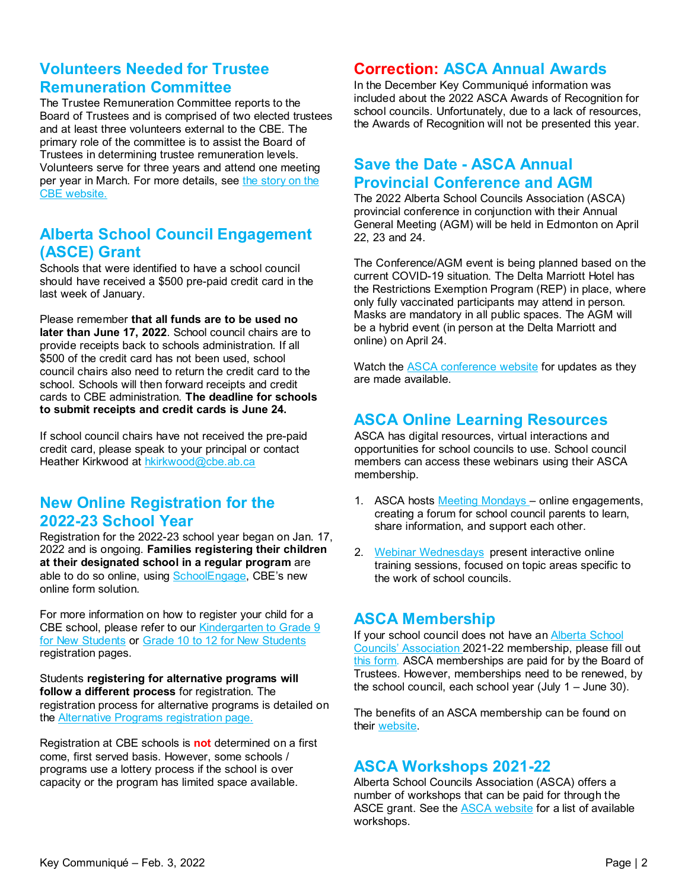## Volunteers Needed for Trustee Remuneration Committee

The Trustee Remuneration Committee reports to the Board of Trustees and is comprised of two elected trustees and at least three volunteers external to the CBE. The primary role of the committee is to assist the Board of Trustees in determining trustee remuneration levels. Volunteers serve for three years and attend one meeting per year in March. For more details, see the story on the CBE website.

## Alberta School Council Engagement (ASCE) Grant

Schools that were identified to have a school council should have received a $500 pre-paid credit card in the last week of January.

Please remember **that all funds are to be used no later than June 17, 2022**. School council chairs are to provide receipts back to schools administration. If all $500 of the credit card has not been used, school council chairs also need to return the credit card to the school. Schools will then forward receipts and credit cards to CBE administration. **The deadline for schools to submit receipts and credit cards is June 24.**

If school council chairs have not received the pre-paid credit card, please speak to your principal or contact Heather Kirkwood at hkirkwood@cbe.ab.ca

## New Online Registration for the 2022-23 School Year

Registration for the 2022-23 school year began on Jan. 17, 2022 and is ongoing. **Families registering their children at their designated school in a regular program** are able to do so online, using SchoolEngage, CBE's new online form solution.

For more information on how to register your child for a CBE school, please refer to our Kindergarten to Grade 9 for New Students or Grade 10 to 12 for New Students registration pages.

Students **registering for alternative programs will follow a different process** for registration. The registration process for alternative programs is detailed on the Alternative Programs registration page.

Registration at CBE schools is **not** determined on a first come, first served basis. However, some schools / programs use a lottery process if the school is over capacity or the program has limited space available.

## Correction: ASCA Annual Awards

In the December Key Communiqué information was included about the 2022 ASCA Awards of Recognition for school councils. Unfortunately, due to a lack of resources, the Awards of Recognition will not be presented this year.

## Save the Date - ASCA Annual Provincial Conference and AGM

The 2022 Alberta School Councils Association (ASCA) provincial conference in conjunction with their Annual General Meeting (AGM) will be held in Edmonton on April 22, 23 and 24.

The Conference/AGM event is being planned based on the current COVID-19 situation. The Delta Marriott Hotel has the Restrictions Exemption Program (REP) in place, where only fully vaccinated participants may attend in person. Masks are mandatory in all public spaces. The AGM will be a hybrid event (in person at the Delta Marriott and online) on April 24.

Watch the ASCA conference website for updates as they are made available.

## ASCA Online Learning Resources

ASCA has digital resources, virtual interactions and opportunities for school councils to use. School council members can access these webinars using their ASCA membership.

1. ASCA hosts Meeting Mondays – online engagements, creating a forum for school council parents to learn, share information, and support each other.
2. Webinar Wednesdays present interactive online training sessions, focused on topic areas specific to the work of school councils.

## ASCA Membership

If your school council does not have an Alberta School Councils' Association 2021-22 membership, please fill out this form. ASCA memberships are paid for by the Board of Trustees. However, memberships need to be renewed, by the school council, each school year (July 1 – June 30).

The benefits of an ASCA membership can be found on their website.

## ASCA Workshops 2021-22

Alberta School Councils Association (ASCA) offers a number of workshops that can be paid for through the ASCE grant. See the ASCA website for a list of available workshops.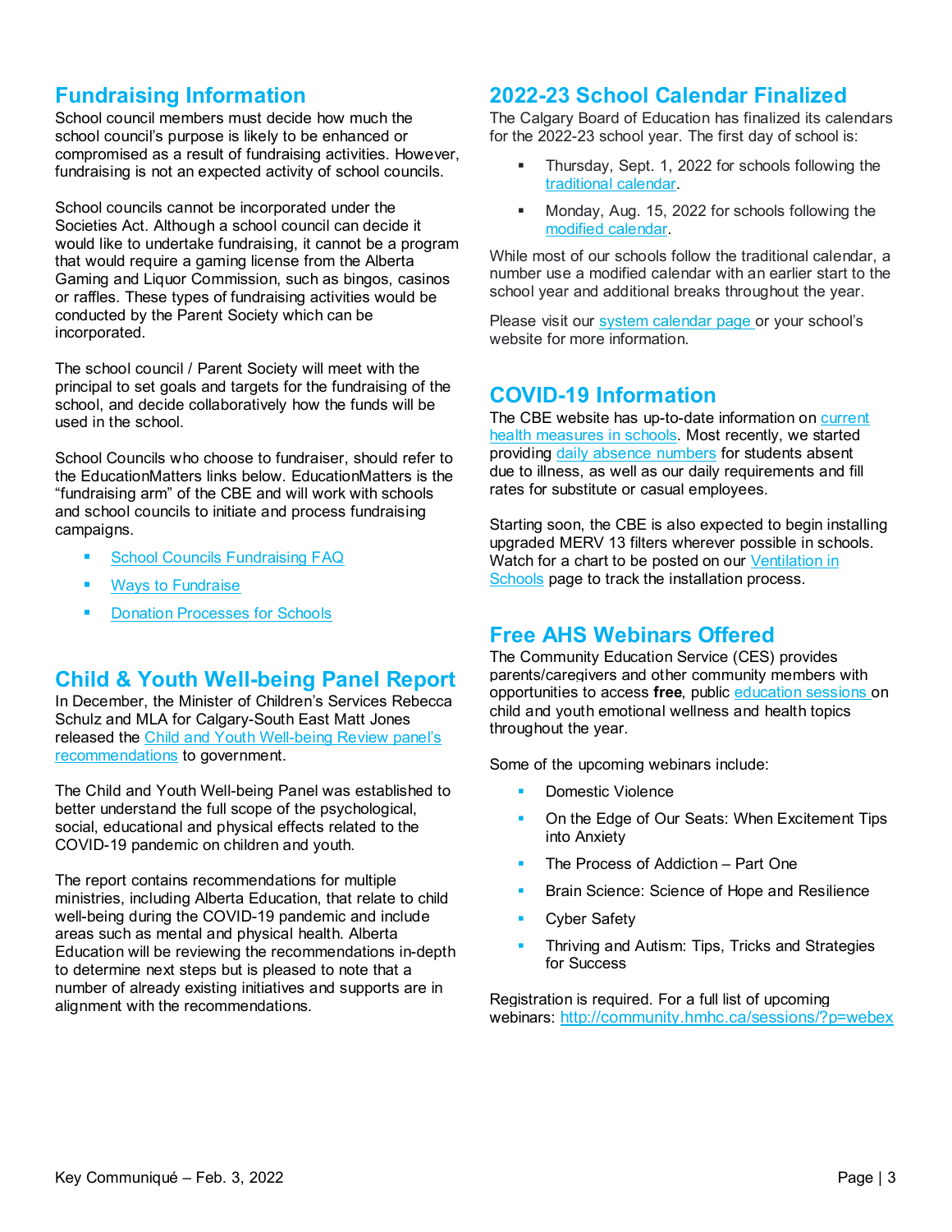## Fundraising Information

School council members must decide how much the school council's purpose is likely to be enhanced or compromised as a result of fundraising activities. However, fundraising is not an expected activity of school councils.

School councils cannot be incorporated under the Societies Act. Although a school council can decide it would like to undertake fundraising, it cannot be a program that would require a gaming license from the Alberta Gaming and Liquor Commission, such as bingos, casinos or raffles. These types of fundraising activities would be conducted by the Parent Society which can be incorporated.

The school council / Parent Society will meet with the principal to set goals and targets for the fundraising of the school, and decide collaboratively how the funds will be used in the school.

School Councils who choose to fundraiser, should refer to the EducationMatters links below. EducationMatters is the "fundraising arm" of the CBE and will work with schools and school councils to initiate and process fundraising campaigns.

- School Councils Fundraising FAQ
- Ways to Fundraise
- Donation Processes for Schools

## Child & Youth Well-being Panel Report

In December, the Minister of Children's Services Rebecca Schulz and MLA for Calgary-South East Matt Jones released the Child and Youth Well-being Review panel's recommendations to government.

The Child and Youth Well-being Panel was established to better understand the full scope of the psychological, social, educational and physical effects related to the COVID-19 pandemic on children and youth.

The report contains recommendations for multiple ministries, including Alberta Education, that relate to child well-being during the COVID-19 pandemic and include areas such as mental and physical health. Alberta Education will be reviewing the recommendations in-depth to determine next steps but is pleased to note that a number of already existing initiatives and supports are in alignment with the recommendations.

## 2022-23 School Calendar Finalized

The Calgary Board of Education has finalized its calendars for the 2022-23 school year. The first day of school is:

- Thursday, Sept. 1, 2022 for schools following the traditional calendar.
- Monday, Aug. 15, 2022 for schools following the modified calendar.

While most of our schools follow the traditional calendar, a number use a modified calendar with an earlier start to the school year and additional breaks throughout the year.

Please visit our system calendar page or your school's website for more information.

## COVID-19 Information

The CBE website has up-to-date information on current health measures in schools. Most recently, we started providing daily absence numbers for students absent due to illness, as well as our daily requirements and fill rates for substitute or casual employees.

Starting soon, the CBE is also expected to begin installing upgraded MERV 13 filters wherever possible in schools. Watch for a chart to be posted on our Ventilation in Schools page to track the installation process.

## Free AHS Webinars Offered

The Community Education Service (CES) provides parents/caregivers and other community members with opportunities to access **free**, public education sessions on child and youth emotional wellness and health topics throughout the year.

Some of the upcoming webinars include:

- Domestic Violence
- On the Edge of Our Seats: When Excitement Tips into Anxiety
- The Process of Addiction – Part One
- Brain Science: Science of Hope and Resilience
- Cyber Safety
- Thriving and Autism: Tips, Tricks and Strategies for Success

Registration is required. For a full list of upcoming webinars: http://community.hmhc.ca/sessions/?p=webex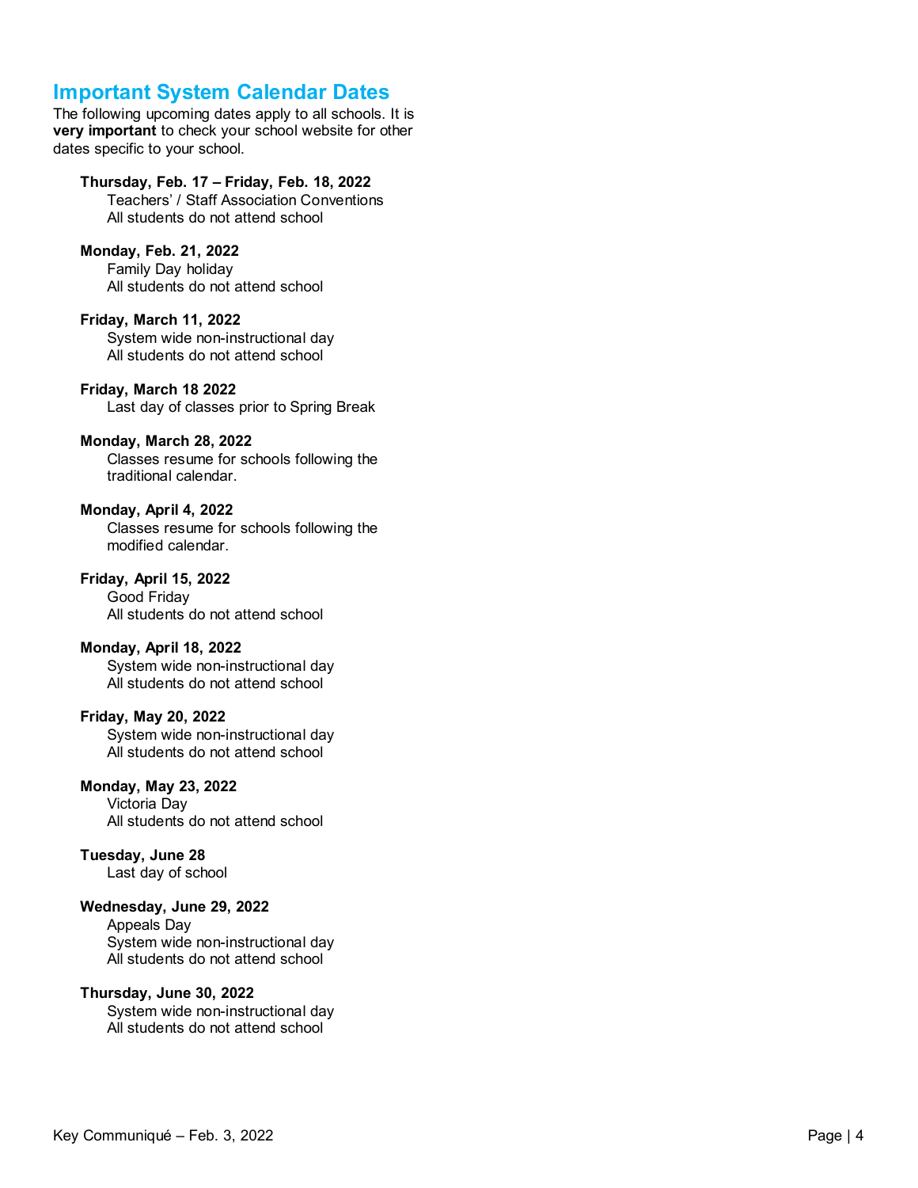## Important System Calendar Dates

The following upcoming dates apply to all schools. It is **very important** to check your school website for other dates specific to your school.

**Thursday, Feb. 17 – Friday, Feb. 18, 2022**
Teachers' / Staff Association Conventions
All students do not attend school

**Monday, Feb. 21, 2022**
Family Day holiday
All students do not attend school

**Friday, March 11, 2022**
System wide non-instructional day
All students do not attend school

**Friday, March 18 2022**
Last day of classes prior to Spring Break

**Monday, March 28, 2022**
Classes resume for schools following the traditional calendar.

**Monday, April 4, 2022**
Classes resume for schools following the modified calendar.

**Friday, April 15, 2022**
Good Friday
All students do not attend school

**Monday, April 18, 2022**
System wide non-instructional day
All students do not attend school

**Friday, May 20, 2022**
System wide non-instructional day
All students do not attend school

**Monday, May 23, 2022**
Victoria Day
All students do not attend school

**Tuesday, June 28**
Last day of school

**Wednesday, June 29, 2022**
Appeals Day
System wide non-instructional day
All students do not attend school

**Thursday, June 30, 2022**
System wide non-instructional day
All students do not attend school